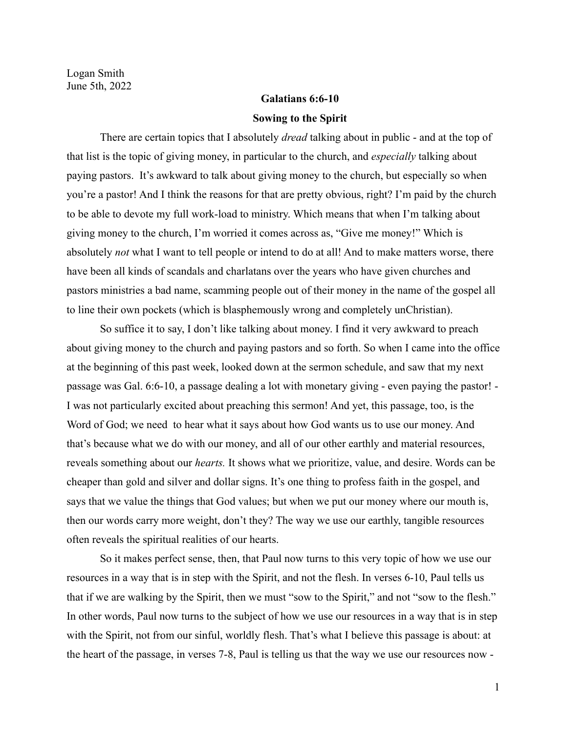Logan Smith
June 5th, 2022

**Galatians 6:6-10**

**Sowing to the Spirit**

There are certain topics that I absolutely *dread* talking about in public - and at the top of that list is the topic of giving money, in particular to the church, and *especially* talking about paying pastors. It's awkward to talk about giving money to the church, but especially so when you're a pastor! And I think the reasons for that are pretty obvious, right? I'm paid by the church to be able to devote my full work-load to ministry. Which means that when I'm talking about giving money to the church, I'm worried it comes across as, "Give me money!" Which is absolutely *not* what I want to tell people or intend to do at all! And to make matters worse, there have been all kinds of scandals and charlatans over the years who have given churches and pastors ministries a bad name, scamming people out of their money in the name of the gospel all to line their own pockets (which is blasphemously wrong and completely unChristian).

So suffice it to say, I don't like talking about money. I find it very awkward to preach about giving money to the church and paying pastors and so forth. So when I came into the office at the beginning of this past week, looked down at the sermon schedule, and saw that my next passage was Gal. 6:6-10, a passage dealing a lot with monetary giving - even paying the pastor! - I was not particularly excited about preaching this sermon! And yet, this passage, too, is the Word of God; we need to hear what it says about how God wants us to use our money. And that's because what we do with our money, and all of our other earthly and material resources, reveals something about our *hearts.* It shows what we prioritize, value, and desire. Words can be cheaper than gold and silver and dollar signs. It's one thing to profess faith in the gospel, and says that we value the things that God values; but when we put our money where our mouth is, then our words carry more weight, don't they? The way we use our earthly, tangible resources often reveals the spiritual realities of our hearts.

So it makes perfect sense, then, that Paul now turns to this very topic of how we use our resources in a way that is in step with the Spirit, and not the flesh. In verses 6-10, Paul tells us that if we are walking by the Spirit, then we must "sow to the Spirit," and not "sow to the flesh." In other words, Paul now turns to the subject of how we use our resources in a way that is in step with the Spirit, not from our sinful, worldly flesh. That's what I believe this passage is about: at the heart of the passage, in verses 7-8, Paul is telling us that the way we use our resources now -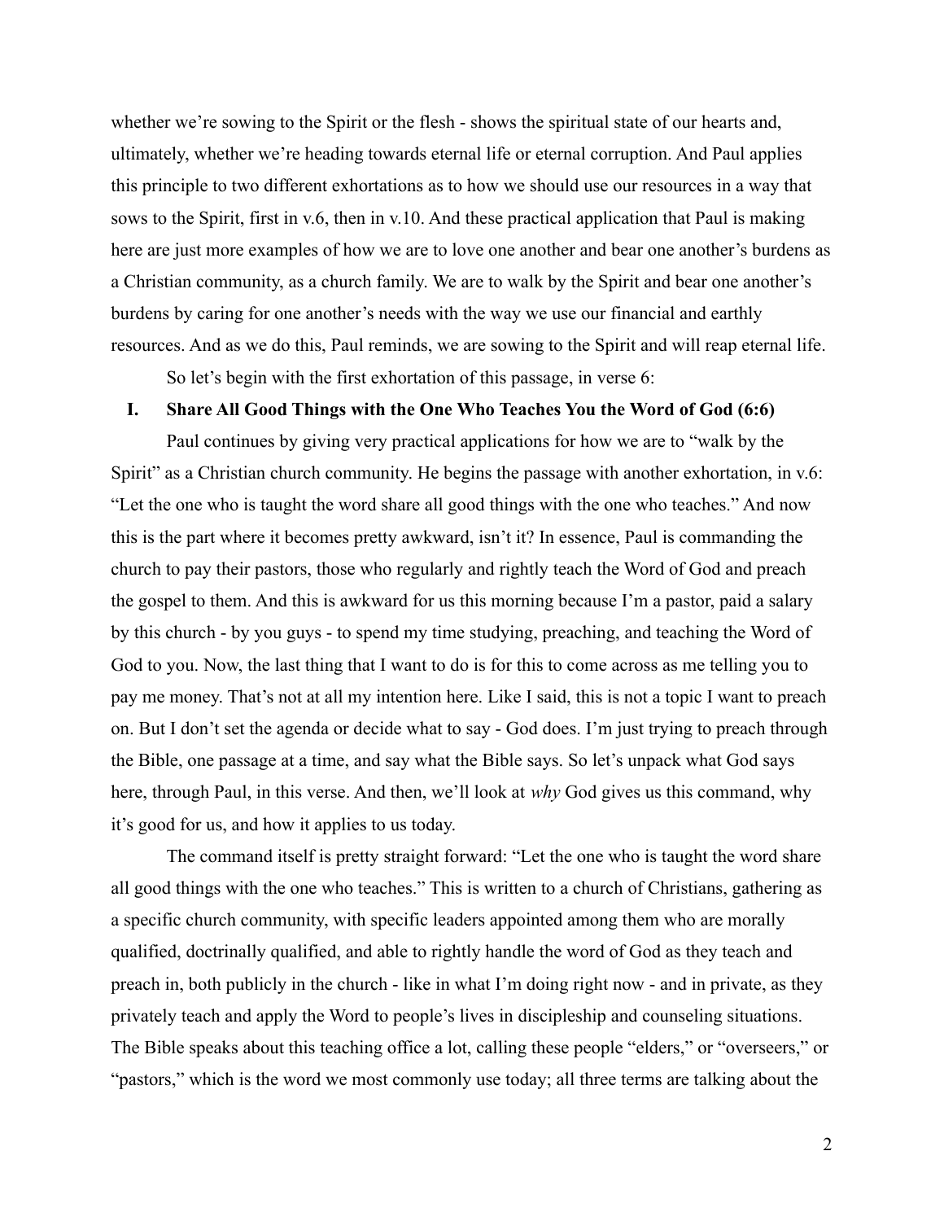whether we're sowing to the Spirit or the flesh - shows the spiritual state of our hearts and, ultimately, whether we're heading towards eternal life or eternal corruption. And Paul applies this principle to two different exhortations as to how we should use our resources in a way that sows to the Spirit, first in v.6, then in v.10. And these practical application that Paul is making here are just more examples of how we are to love one another and bear one another's burdens as a Christian community, as a church family. We are to walk by the Spirit and bear one another's burdens by caring for one another's needs with the way we use our financial and earthly resources. And as we do this, Paul reminds, we are sowing to the Spirit and will reap eternal life.

So let's begin with the first exhortation of this passage, in verse 6:

## I. Share All Good Things with the One Who Teaches You the Word of God (6:6)

Paul continues by giving very practical applications for how we are to "walk by the Spirit" as a Christian church community. He begins the passage with another exhortation, in v.6: "Let the one who is taught the word share all good things with the one who teaches." And now this is the part where it becomes pretty awkward, isn't it? In essence, Paul is commanding the church to pay their pastors, those who regularly and rightly teach the Word of God and preach the gospel to them. And this is awkward for us this morning because I'm a pastor, paid a salary by this church - by you guys - to spend my time studying, preaching, and teaching the Word of God to you. Now, the last thing that I want to do is for this to come across as me telling you to pay me money. That's not at all my intention here. Like I said, this is not a topic I want to preach on. But I don't set the agenda or decide what to say - God does. I'm just trying to preach through the Bible, one passage at a time, and say what the Bible says. So let's unpack what God says here, through Paul, in this verse. And then, we'll look at *why* God gives us this command, why it's good for us, and how it applies to us today.

The command itself is pretty straight forward: "Let the one who is taught the word share all good things with the one who teaches." This is written to a church of Christians, gathering as a specific church community, with specific leaders appointed among them who are morally qualified, doctrinally qualified, and able to rightly handle the word of God as they teach and preach in, both publicly in the church - like in what I'm doing right now - and in private, as they privately teach and apply the Word to people's lives in discipleship and counseling situations. The Bible speaks about this teaching office a lot, calling these people "elders," or "overseers," or "pastors," which is the word we most commonly use today; all three terms are talking about the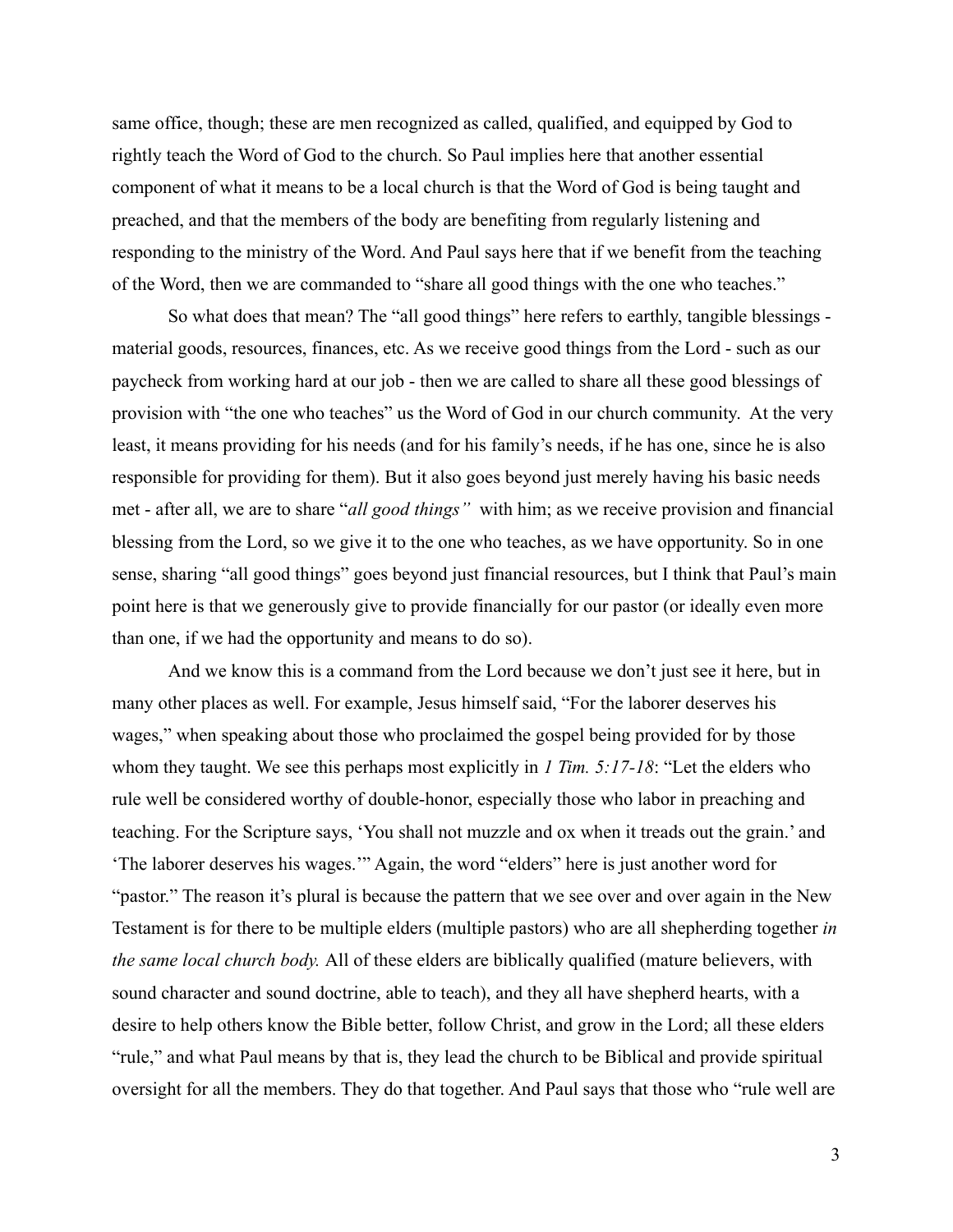same office, though; these are men recognized as called, qualified, and equipped by God to rightly teach the Word of God to the church. So Paul implies here that another essential component of what it means to be a local church is that the Word of God is being taught and preached, and that the members of the body are benefiting from regularly listening and responding to the ministry of the Word. And Paul says here that if we benefit from the teaching of the Word, then we are commanded to "share all good things with the one who teaches."

So what does that mean? The "all good things" here refers to earthly, tangible blessings - material goods, resources, finances, etc. As we receive good things from the Lord - such as our paycheck from working hard at our job - then we are called to share all these good blessings of provision with "the one who teaches" us the Word of God in our church community. At the very least, it means providing for his needs (and for his family's needs, if he has one, since he is also responsible for providing for them). But it also goes beyond just merely having his basic needs met - after all, we are to share "*all good things"* with him; as we receive provision and financial blessing from the Lord, so we give it to the one who teaches, as we have opportunity. So in one sense, sharing "all good things" goes beyond just financial resources, but I think that Paul's main point here is that we generously give to provide financially for our pastor (or ideally even more than one, if we had the opportunity and means to do so).

And we know this is a command from the Lord because we don't just see it here, but in many other places as well. For example, Jesus himself said, "For the laborer deserves his wages," when speaking about those who proclaimed the gospel being provided for by those whom they taught. We see this perhaps most explicitly in *1 Tim. 5:17-18*: "Let the elders who rule well be considered worthy of double-honor, especially those who labor in preaching and teaching. For the Scripture says, 'You shall not muzzle and ox when it treads out the grain.' and 'The laborer deserves his wages.'" Again, the word "elders" here is just another word for "pastor." The reason it's plural is because the pattern that we see over and over again in the New Testament is for there to be multiple elders (multiple pastors) who are all shepherding together *in the same local church body.* All of these elders are biblically qualified (mature believers, with sound character and sound doctrine, able to teach), and they all have shepherd hearts, with a desire to help others know the Bible better, follow Christ, and grow in the Lord; all these elders "rule," and what Paul means by that is, they lead the church to be Biblical and provide spiritual oversight for all the members. They do that together. And Paul says that those who "rule well are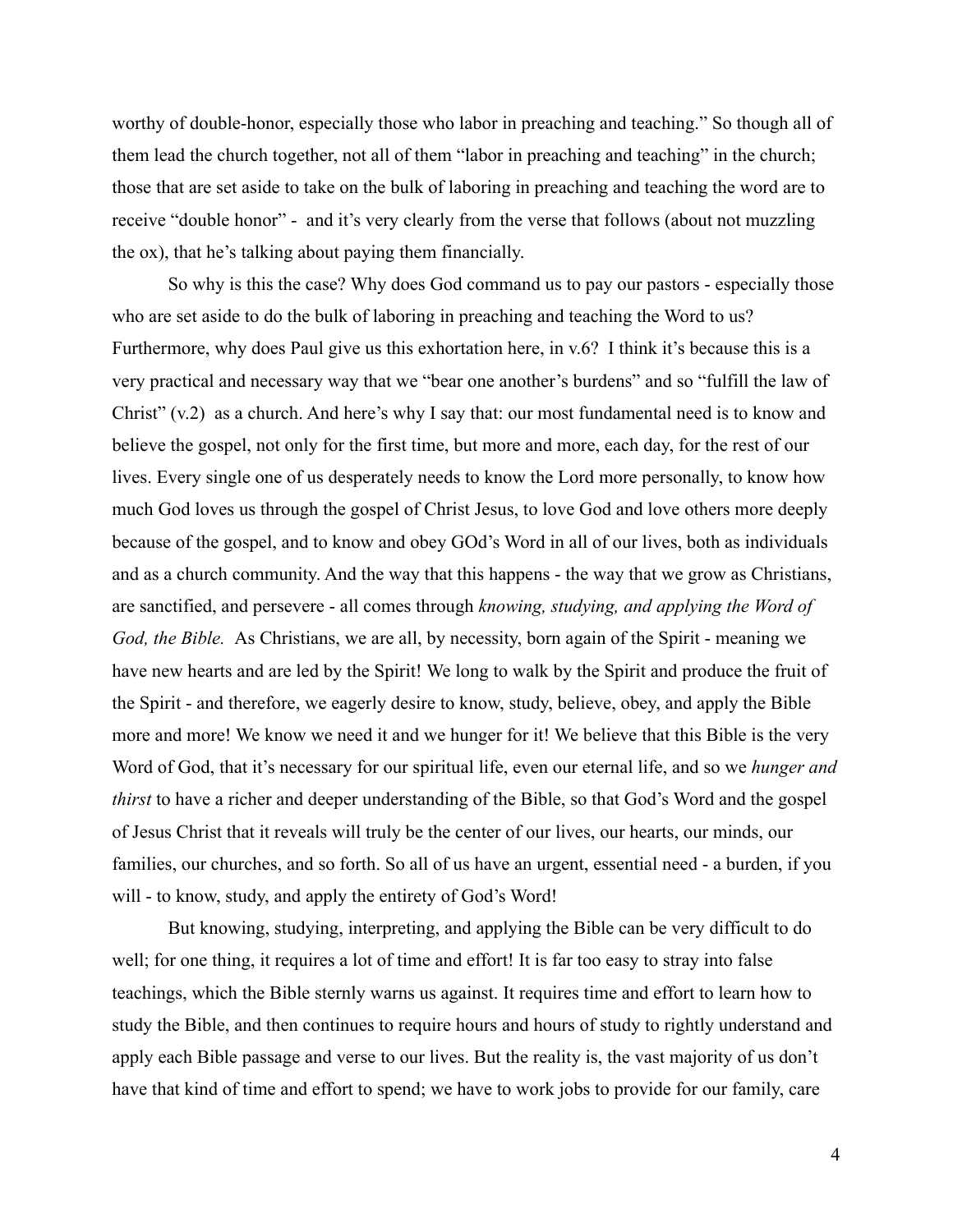worthy of double-honor, especially those who labor in preaching and teaching." So though all of them lead the church together, not all of them "labor in preaching and teaching" in the church; those that are set aside to take on the bulk of laboring in preaching and teaching the word are to receive "double honor" -  and it's very clearly from the verse that follows (about not muzzling the ox), that he's talking about paying them financially.

So why is this the case? Why does God command us to pay our pastors - especially those who are set aside to do the bulk of laboring in preaching and teaching the Word to us? Furthermore, why does Paul give us this exhortation here, in v.6?  I think it's because this is a very practical and necessary way that we "bear one another's burdens" and so "fulfill the law of Christ" (v.2)  as a church. And here's why I say that: our most fundamental need is to know and believe the gospel, not only for the first time, but more and more, each day, for the rest of our lives. Every single one of us desperately needs to know the Lord more personally, to know how much God loves us through the gospel of Christ Jesus, to love God and love others more deeply because of the gospel, and to know and obey GOd's Word in all of our lives, both as individuals and as a church community. And the way that this happens - the way that we grow as Christians, are sanctified, and persevere - all comes through *knowing, studying, and applying the Word of God, the Bible.*  As Christians, we are all, by necessity, born again of the Spirit - meaning we have new hearts and are led by the Spirit! We long to walk by the Spirit and produce the fruit of the Spirit - and therefore, we eagerly desire to know, study, believe, obey, and apply the Bible more and more! We know we need it and we hunger for it! We believe that this Bible is the very Word of God, that it's necessary for our spiritual life, even our eternal life, and so we *hunger and thirst* to have a richer and deeper understanding of the Bible, so that God's Word and the gospel of Jesus Christ that it reveals will truly be the center of our lives, our hearts, our minds, our families, our churches, and so forth. So all of us have an urgent, essential need - a burden, if you will - to know, study, and apply the entirety of God's Word!

But knowing, studying, interpreting, and applying the Bible can be very difficult to do well; for one thing, it requires a lot of time and effort! It is far too easy to stray into false teachings, which the Bible sternly warns us against. It requires time and effort to learn how to study the Bible, and then continues to require hours and hours of study to rightly understand and apply each Bible passage and verse to our lives. But the reality is, the vast majority of us don't have that kind of time and effort to spend; we have to work jobs to provide for our family, care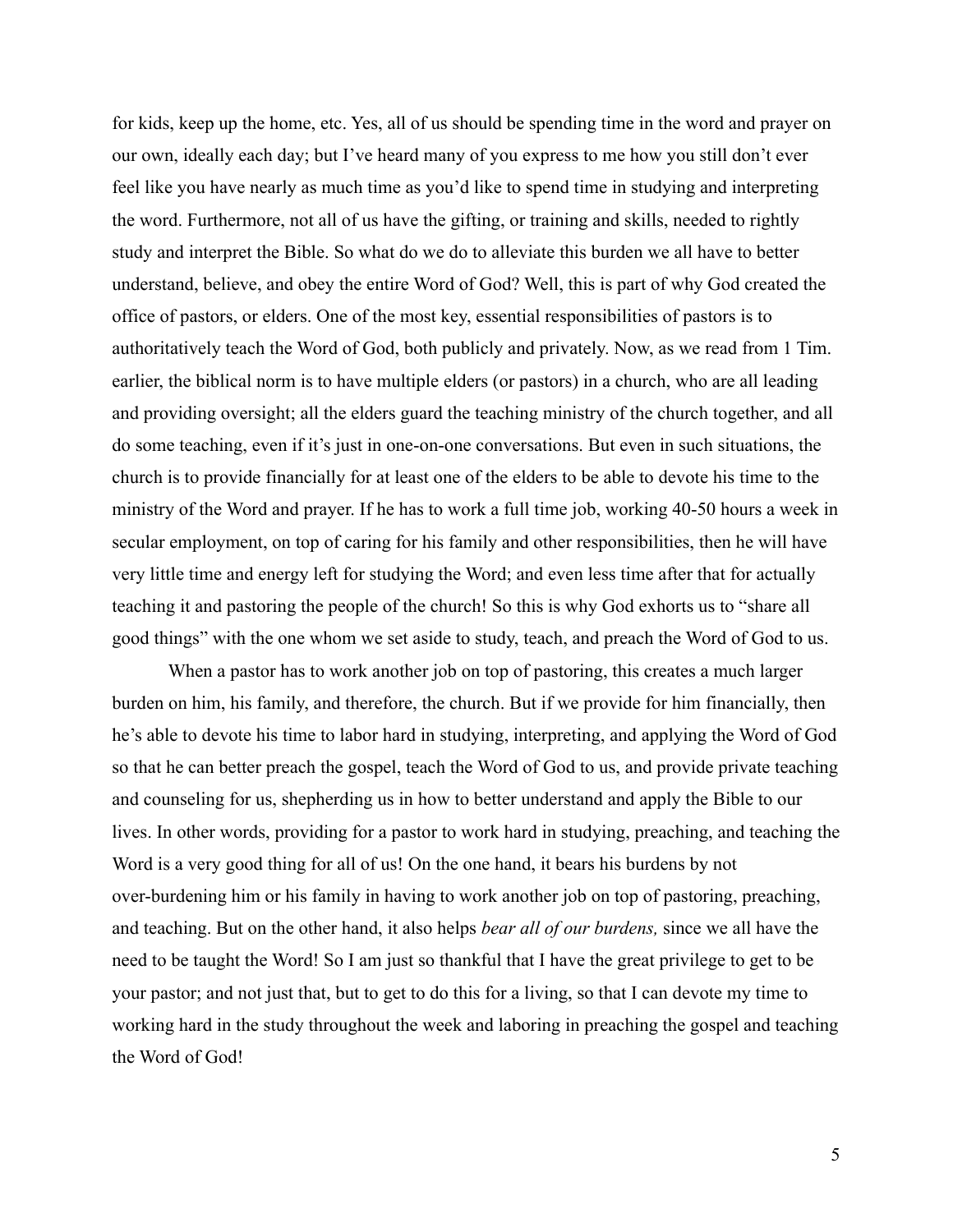for kids, keep up the home, etc. Yes, all of us should be spending time in the word and prayer on our own, ideally each day; but I've heard many of you express to me how you still don't ever feel like you have nearly as much time as you'd like to spend time in studying and interpreting the word. Furthermore, not all of us have the gifting, or training and skills, needed to rightly study and interpret the Bible. So what do we do to alleviate this burden we all have to better understand, believe, and obey the entire Word of God? Well, this is part of why God created the office of pastors, or elders. One of the most key, essential responsibilities of pastors is to authoritatively teach the Word of God, both publicly and privately. Now, as we read from 1 Tim. earlier, the biblical norm is to have multiple elders (or pastors) in a church, who are all leading and providing oversight; all the elders guard the teaching ministry of the church together, and all do some teaching, even if it's just in one-on-one conversations. But even in such situations, the church is to provide financially for at least one of the elders to be able to devote his time to the ministry of the Word and prayer. If he has to work a full time job, working 40-50 hours a week in secular employment, on top of caring for his family and other responsibilities, then he will have very little time and energy left for studying the Word; and even less time after that for actually teaching it and pastoring the people of the church! So this is why God exhorts us to "share all good things" with the one whom we set aside to study, teach, and preach the Word of God to us.

When a pastor has to work another job on top of pastoring, this creates a much larger burden on him, his family, and therefore, the church. But if we provide for him financially, then he's able to devote his time to labor hard in studying, interpreting, and applying the Word of God so that he can better preach the gospel, teach the Word of God to us, and provide private teaching and counseling for us, shepherding us in how to better understand and apply the Bible to our lives. In other words, providing for a pastor to work hard in studying, preaching, and teaching the Word is a very good thing for all of us! On the one hand, it bears his burdens by not over-burdening him or his family in having to work another job on top of pastoring, preaching, and teaching. But on the other hand, it also helps *bear all of our burdens,* since we all have the need to be taught the Word! So I am just so thankful that I have the great privilege to get to be your pastor; and not just that, but to get to do this for a living, so that I can devote my time to working hard in the study throughout the week and laboring in preaching the gospel and teaching the Word of God!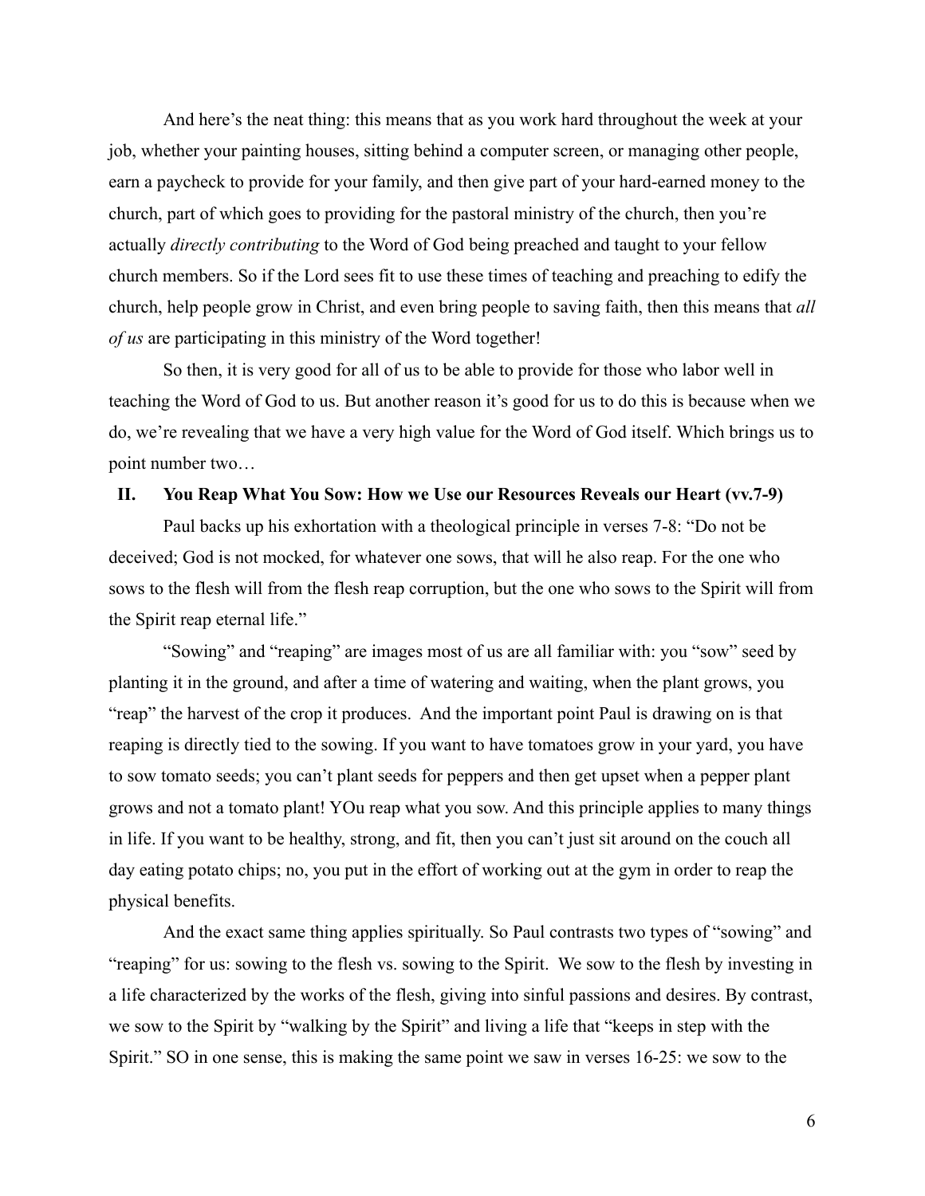And here's the neat thing: this means that as you work hard throughout the week at your job, whether your painting houses, sitting behind a computer screen, or managing other people, earn a paycheck to provide for your family, and then give part of your hard-earned money to the church, part of which goes to providing for the pastoral ministry of the church, then you're actually *directly contributing* to the Word of God being preached and taught to your fellow church members. So if the Lord sees fit to use these times of teaching and preaching to edify the church, help people grow in Christ, and even bring people to saving faith, then this means that *all of us* are participating in this ministry of the Word together!

So then, it is very good for all of us to be able to provide for those who labor well in teaching the Word of God to us. But another reason it's good for us to do this is because when we do, we're revealing that we have a very high value for the Word of God itself. Which brings us to point number two…

**II. You Reap What You Sow: How we Use our Resources Reveals our Heart (vv.7-9)**

Paul backs up his exhortation with a theological principle in verses 7-8: "Do not be deceived; God is not mocked, for whatever one sows, that will he also reap. For the one who sows to the flesh will from the flesh reap corruption, but the one who sows to the Spirit will from the Spirit reap eternal life."

"Sowing" and "reaping" are images most of us are all familiar with: you "sow" seed by planting it in the ground, and after a time of watering and waiting, when the plant grows, you "reap" the harvest of the crop it produces. And the important point Paul is drawing on is that reaping is directly tied to the sowing. If you want to have tomatoes grow in your yard, you have to sow tomato seeds; you can't plant seeds for peppers and then get upset when a pepper plant grows and not a tomato plant! YOu reap what you sow. And this principle applies to many things in life. If you want to be healthy, strong, and fit, then you can't just sit around on the couch all day eating potato chips; no, you put in the effort of working out at the gym in order to reap the physical benefits.

And the exact same thing applies spiritually. So Paul contrasts two types of "sowing" and "reaping" for us: sowing to the flesh vs. sowing to the Spirit. We sow to the flesh by investing in a life characterized by the works of the flesh, giving into sinful passions and desires. By contrast, we sow to the Spirit by "walking by the Spirit" and living a life that "keeps in step with the Spirit." SO in one sense, this is making the same point we saw in verses 16-25: we sow to the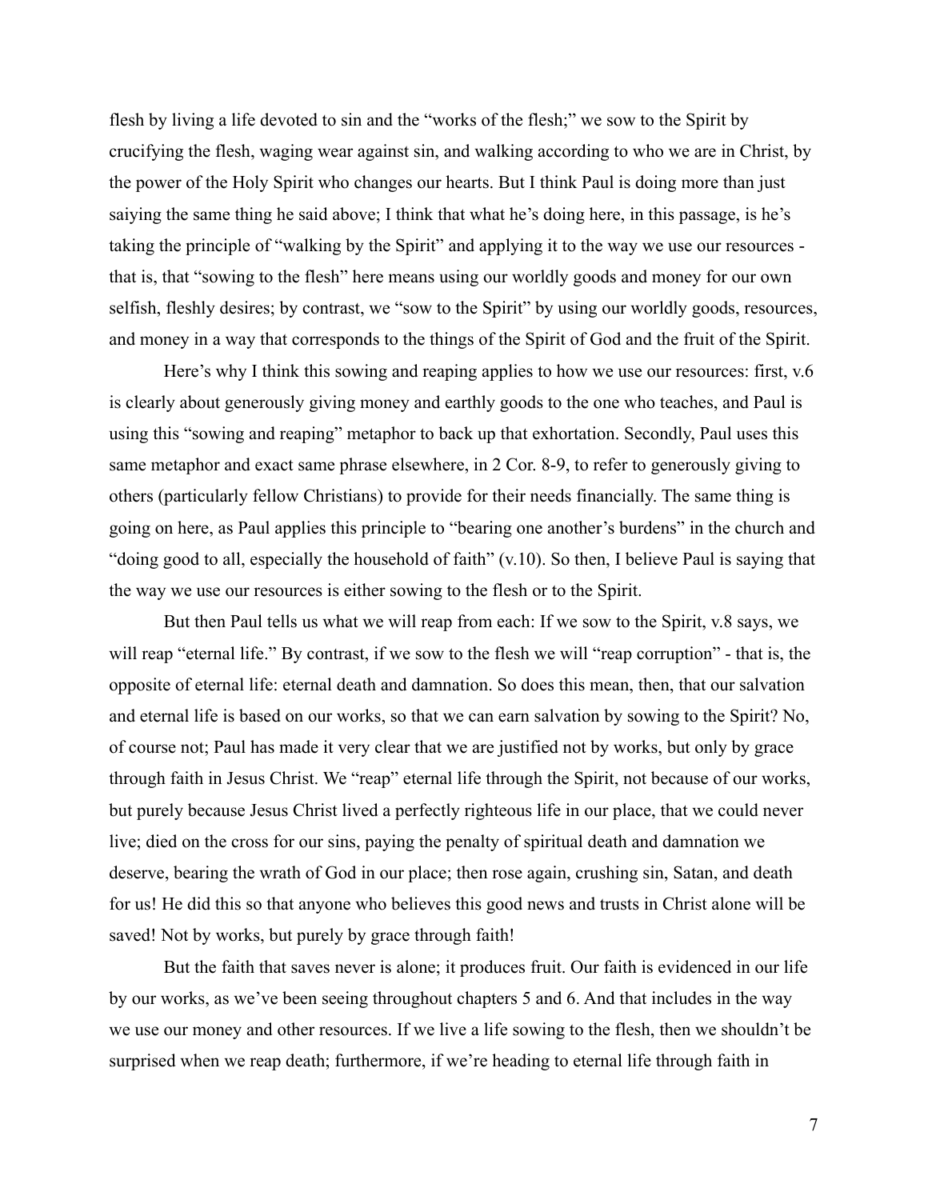flesh by living a life devoted to sin and the "works of the flesh;" we sow to the Spirit by crucifying the flesh, waging wear against sin, and walking according to who we are in Christ, by the power of the Holy Spirit who changes our hearts. But I think Paul is doing more than just saiying the same thing he said above; I think that what he's doing here, in this passage, is he's taking the principle of "walking by the Spirit" and applying it to the way we use our resources - that is, that "sowing to the flesh" here means using our worldly goods and money for our own selfish, fleshly desires; by contrast, we "sow to the Spirit" by using our worldly goods, resources, and money in a way that corresponds to the things of the Spirit of God and the fruit of the Spirit.

Here's why I think this sowing and reaping applies to how we use our resources: first, v.6 is clearly about generously giving money and earthly goods to the one who teaches, and Paul is using this "sowing and reaping" metaphor to back up that exhortation. Secondly, Paul uses this same metaphor and exact same phrase elsewhere, in 2 Cor. 8-9, to refer to generously giving to others (particularly fellow Christians) to provide for their needs financially. The same thing is going on here, as Paul applies this principle to "bearing one another's burdens" in the church and "doing good to all, especially the household of faith" (v.10). So then, I believe Paul is saying that the way we use our resources is either sowing to the flesh or to the Spirit.

But then Paul tells us what we will reap from each: If we sow to the Spirit, v.8 says, we will reap "eternal life." By contrast, if we sow to the flesh we will "reap corruption" - that is, the opposite of eternal life: eternal death and damnation. So does this mean, then, that our salvation and eternal life is based on our works, so that we can earn salvation by sowing to the Spirit? No, of course not; Paul has made it very clear that we are justified not by works, but only by grace through faith in Jesus Christ. We "reap" eternal life through the Spirit, not because of our works, but purely because Jesus Christ lived a perfectly righteous life in our place, that we could never live; died on the cross for our sins, paying the penalty of spiritual death and damnation we deserve, bearing the wrath of God in our place; then rose again, crushing sin, Satan, and death for us! He did this so that anyone who believes this good news and trusts in Christ alone will be saved! Not by works, but purely by grace through faith!

But the faith that saves never is alone; it produces fruit. Our faith is evidenced in our life by our works, as we've been seeing throughout chapters 5 and 6. And that includes in the way we use our money and other resources. If we live a life sowing to the flesh, then we shouldn't be surprised when we reap death; furthermore, if we're heading to eternal life through faith in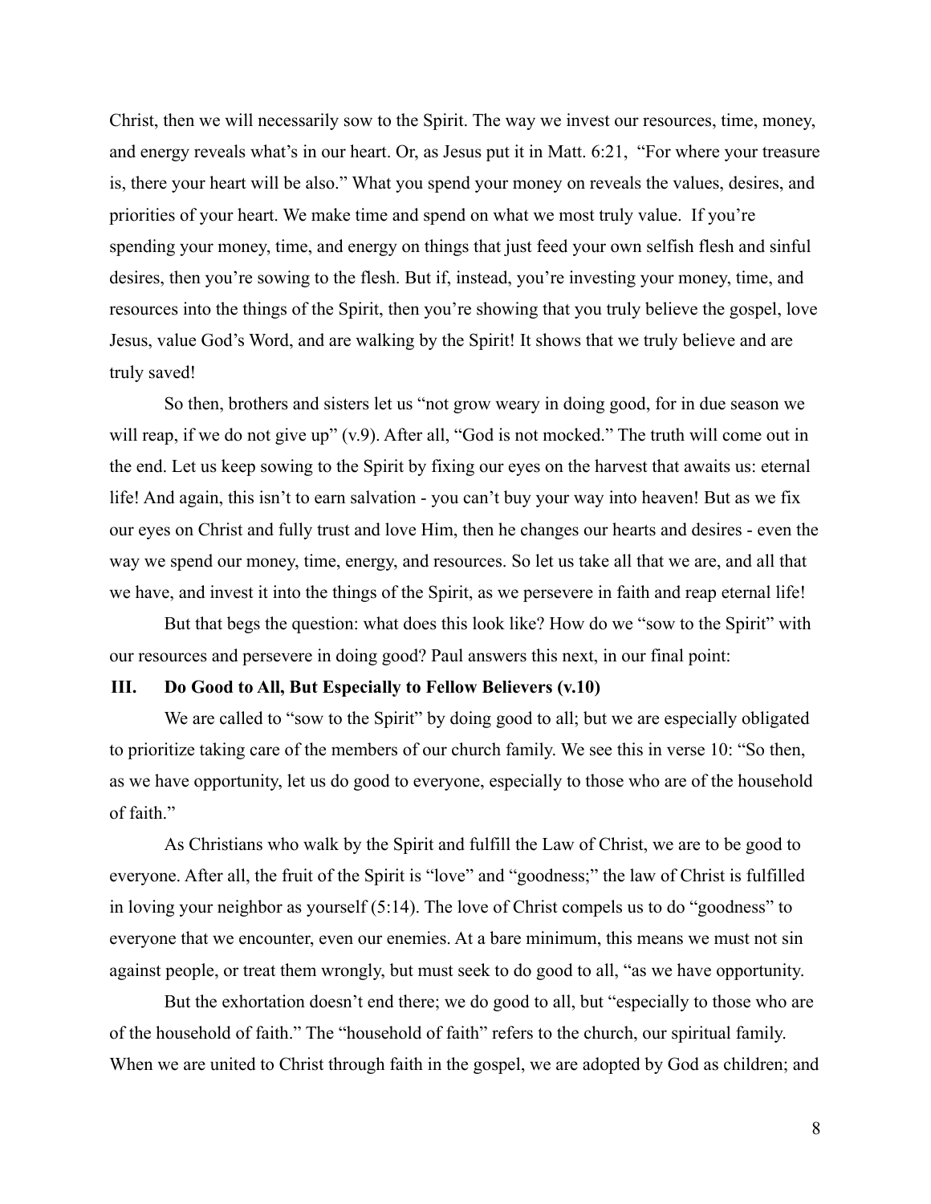Christ, then we will necessarily sow to the Spirit. The way we invest our resources, time, money, and energy reveals what's in our heart. Or, as Jesus put it in Matt. 6:21, "For where your treasure is, there your heart will be also." What you spend your money on reveals the values, desires, and priorities of your heart. We make time and spend on what we most truly value. If you're spending your money, time, and energy on things that just feed your own selfish flesh and sinful desires, then you're sowing to the flesh. But if, instead, you're investing your money, time, and resources into the things of the Spirit, then you're showing that you truly believe the gospel, love Jesus, value God's Word, and are walking by the Spirit! It shows that we truly believe and are truly saved!

So then, brothers and sisters let us "not grow weary in doing good, for in due season we will reap, if we do not give up" (v.9). After all, "God is not mocked." The truth will come out in the end. Let us keep sowing to the Spirit by fixing our eyes on the harvest that awaits us: eternal life! And again, this isn't to earn salvation - you can't buy your way into heaven! But as we fix our eyes on Christ and fully trust and love Him, then he changes our hearts and desires - even the way we spend our money, time, energy, and resources. So let us take all that we are, and all that we have, and invest it into the things of the Spirit, as we persevere in faith and reap eternal life!

But that begs the question: what does this look like? How do we "sow to the Spirit" with our resources and persevere in doing good? Paul answers this next, in our final point:

### III. Do Good to All, But Especially to Fellow Believers (v.10)

We are called to "sow to the Spirit" by doing good to all; but we are especially obligated to prioritize taking care of the members of our church family. We see this in verse 10: "So then, as we have opportunity, let us do good to everyone, especially to those who are of the household of faith."

As Christians who walk by the Spirit and fulfill the Law of Christ, we are to be good to everyone. After all, the fruit of the Spirit is "love" and "goodness;" the law of Christ is fulfilled in loving your neighbor as yourself (5:14). The love of Christ compels us to do "goodness" to everyone that we encounter, even our enemies. At a bare minimum, this means we must not sin against people, or treat them wrongly, but must seek to do good to all, "as we have opportunity.

But the exhortation doesn't end there; we do good to all, but "especially to those who are of the household of faith." The "household of faith" refers to the church, our spiritual family. When we are united to Christ through faith in the gospel, we are adopted by God as children; and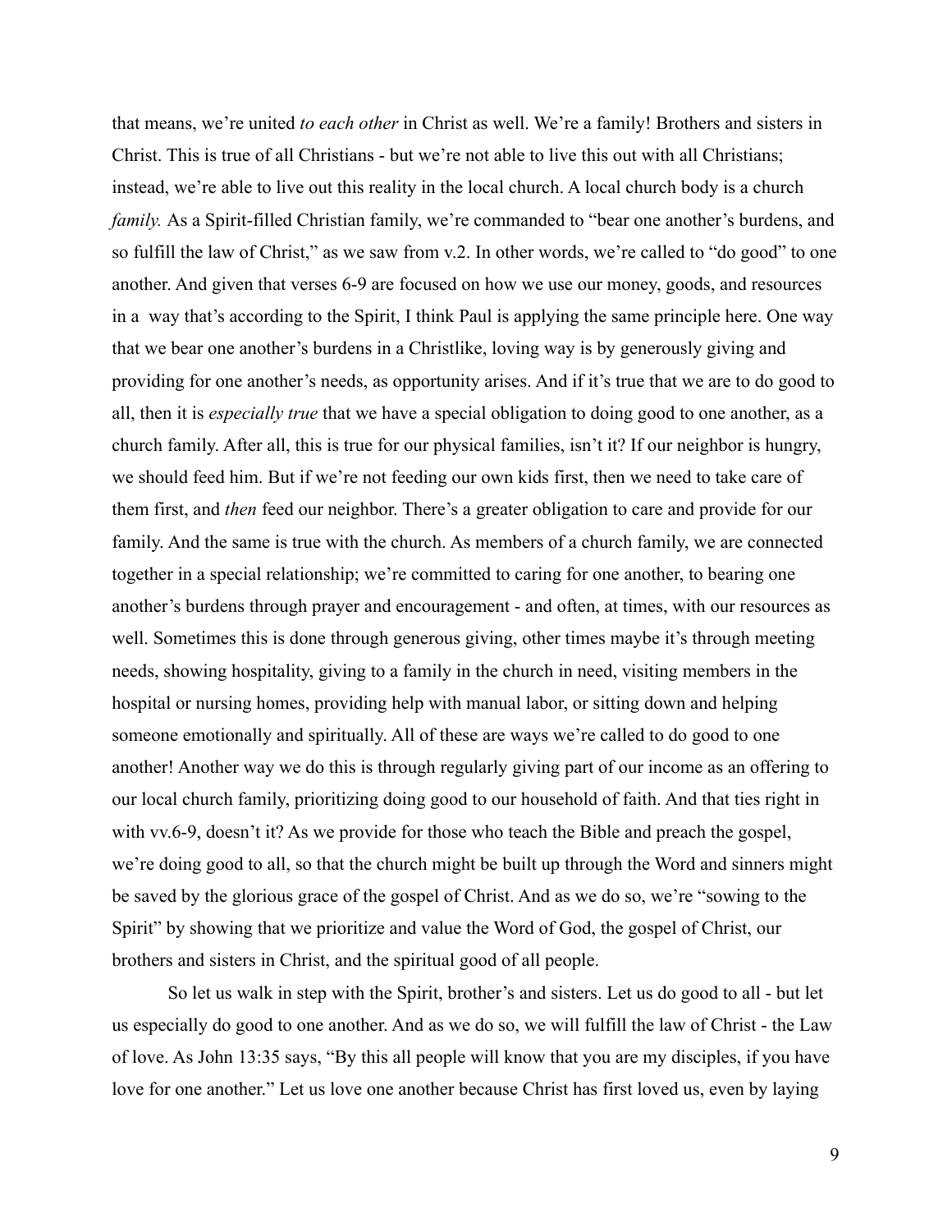that means, we're united *to each other* in Christ as well. We're a family! Brothers and sisters in Christ. This is true of all Christians - but we're not able to live this out with all Christians; instead, we're able to live out this reality in the local church. A local church body is a church *family.* As a Spirit-filled Christian family, we're commanded to "bear one another's burdens, and so fulfill the law of Christ," as we saw from v.2. In other words, we're called to "do good" to one another. And given that verses 6-9 are focused on how we use our money, goods, and resources in a way that's according to the Spirit, I think Paul is applying the same principle here. One way that we bear one another's burdens in a Christlike, loving way is by generously giving and providing for one another's needs, as opportunity arises. And if it's true that we are to do good to all, then it is *especially true* that we have a special obligation to doing good to one another, as a church family. After all, this is true for our physical families, isn't it? If our neighbor is hungry, we should feed him. But if we're not feeding our own kids first, then we need to take care of them first, and *then* feed our neighbor. There's a greater obligation to care and provide for our family. And the same is true with the church. As members of a church family, we are connected together in a special relationship; we're committed to caring for one another, to bearing one another's burdens through prayer and encouragement - and often, at times, with our resources as well. Sometimes this is done through generous giving, other times maybe it's through meeting needs, showing hospitality, giving to a family in the church in need, visiting members in the hospital or nursing homes, providing help with manual labor, or sitting down and helping someone emotionally and spiritually. All of these are ways we're called to do good to one another! Another way we do this is through regularly giving part of our income as an offering to our local church family, prioritizing doing good to our household of faith. And that ties right in with vv.6-9, doesn't it? As we provide for those who teach the Bible and preach the gospel, we're doing good to all, so that the church might be built up through the Word and sinners might be saved by the glorious grace of the gospel of Christ. And as we do so, we're "sowing to the Spirit" by showing that we prioritize and value the Word of God, the gospel of Christ, our brothers and sisters in Christ, and the spiritual good of all people.

So let us walk in step with the Spirit, brother's and sisters. Let us do good to all - but let us especially do good to one another. And as we do so, we will fulfill the law of Christ - the Law of love. As John 13:35 says, "By this all people will know that you are my disciples, if you have love for one another." Let us love one another because Christ has first loved us, even by laying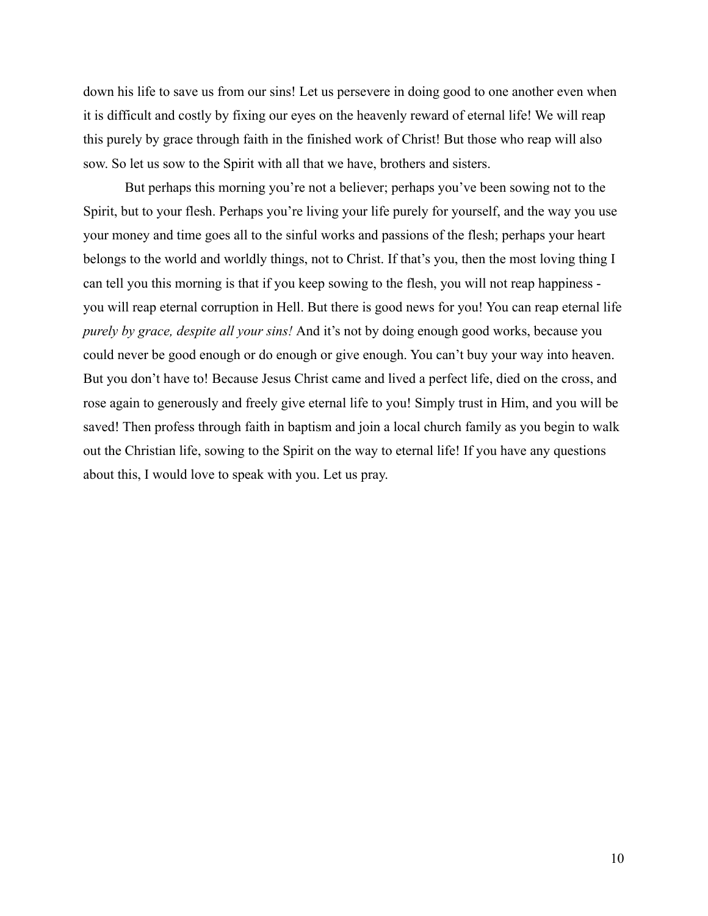down his life to save us from our sins! Let us persevere in doing good to one another even when it is difficult and costly by fixing our eyes on the heavenly reward of eternal life! We will reap this purely by grace through faith in the finished work of Christ! But those who reap will also sow. So let us sow to the Spirit with all that we have, brothers and sisters.

But perhaps this morning you're not a believer; perhaps you've been sowing not to the Spirit, but to your flesh. Perhaps you're living your life purely for yourself, and the way you use your money and time goes all to the sinful works and passions of the flesh; perhaps your heart belongs to the world and worldly things, not to Christ. If that's you, then the most loving thing I can tell you this morning is that if you keep sowing to the flesh, you will not reap happiness - you will reap eternal corruption in Hell. But there is good news for you! You can reap eternal life *purely by grace, despite all your sins!* And it's not by doing enough good works, because you could never be good enough or do enough or give enough. You can't buy your way into heaven. But you don't have to! Because Jesus Christ came and lived a perfect life, died on the cross, and rose again to generously and freely give eternal life to you! Simply trust in Him, and you will be saved! Then profess through faith in baptism and join a local church family as you begin to walk out the Christian life, sowing to the Spirit on the way to eternal life! If you have any questions about this, I would love to speak with you. Let us pray.